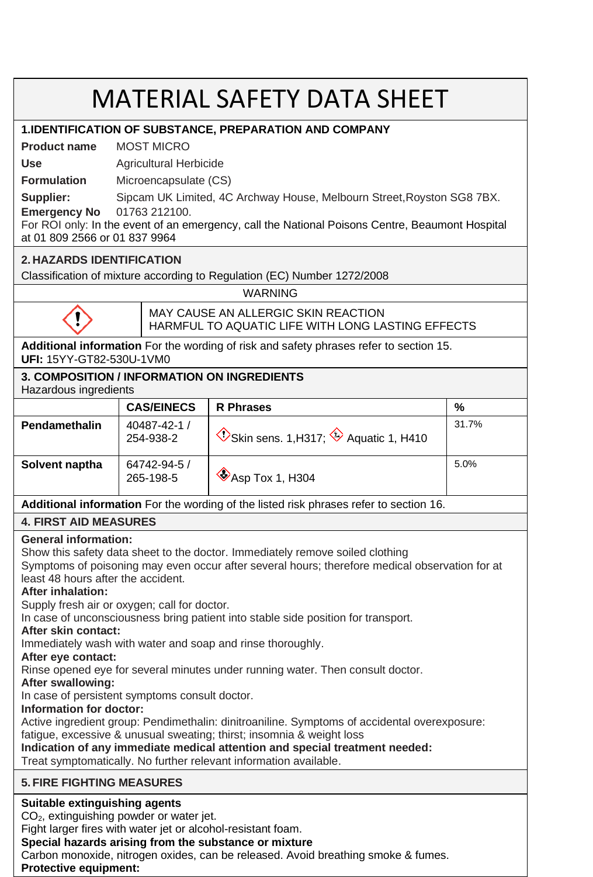# MATERIAL SAFETY DATA SHEET

## 1.IDENTIFICATION OF SUBSTANCE, PREPARATION AND COMPANY

**Product name** MOST MICRO

**Use** Agricultural Herbicide

**Formulation** Microencapsulate (CS)

**Supplier:** Sipcam UK Limited, 4C Archway House, Melbourn Street,Royston SG8 7BX.

**Emergency No** 01763 212100.

For ROI only: In the event of an emergency, call the National Poisons Centre, Beaumont Hospital at 01 809 2566 or 01 837 9964

## 2. HAZARDS IDENTIFICATION

Classification of mixture according to Regulation (EC) Number 1272/2008

WARNING

MAY CAUSE AN ALLERGIC SKIN REACTION
HARMFUL TO AQUATIC LIFE WITH LONG LASTING EFFECTS

**Additional information** For the wording of risk and safety phrases refer to section 15.
**UFI:** 15YY-GT82-530U-1VM0

## 3. COMPOSITION / INFORMATION ON INGREDIENTS

Hazardous ingredients

| | CAS/EINECS | R Phrases | % |
|---|---|---|---|
| **Pendamethalin** | 40487-42-1 / 254-938-2 | Skin sens. 1,H317; Aquatic 1, H410 | 31.7% |
| **Solvent naptha** | 64742-94-5 / 265-198-5 | Asp Tox 1, H304 | 5.0% |

**Additional information** For the wording of the listed risk phrases refer to section 16.

## 4. FIRST AID MEASURES

**General information:**
Show this safety data sheet to the doctor. Immediately remove soiled clothing
Symptoms of poisoning may even occur after several hours; therefore medical observation for at least 48 hours after the accident.

**After inhalation:**
Supply fresh air or oxygen; call for doctor.
In case of unconsciousness bring patient into stable side position for transport.

**After skin contact:**
Immediately wash with water and soap and rinse thoroughly.

**After eye contact:**
Rinse opened eye for several minutes under running water. Then consult doctor.

**After swallowing:**
In case of persistent symptoms consult doctor.

**Information for doctor:**
Active ingredient group: Pendimethalin: dinitroaniline. Symptoms of accidental overexposure: fatigue, excessive & unusual sweating; thirst; insomnia & weight loss

**Indication of any immediate medical attention and special treatment needed:**
Treat symptomatically. No further relevant information available.

## 5. FIRE FIGHTING MEASURES

**Suitable extinguishing agents**
$CO_2$, extinguishing powder or water jet.
Fight larger fires with water jet or alcohol-resistant foam.

**Special hazards arising from the substance or mixture**
Carbon monoxide, nitrogen oxides, can be released. Avoid breathing smoke & fumes.

**Protective equipment:**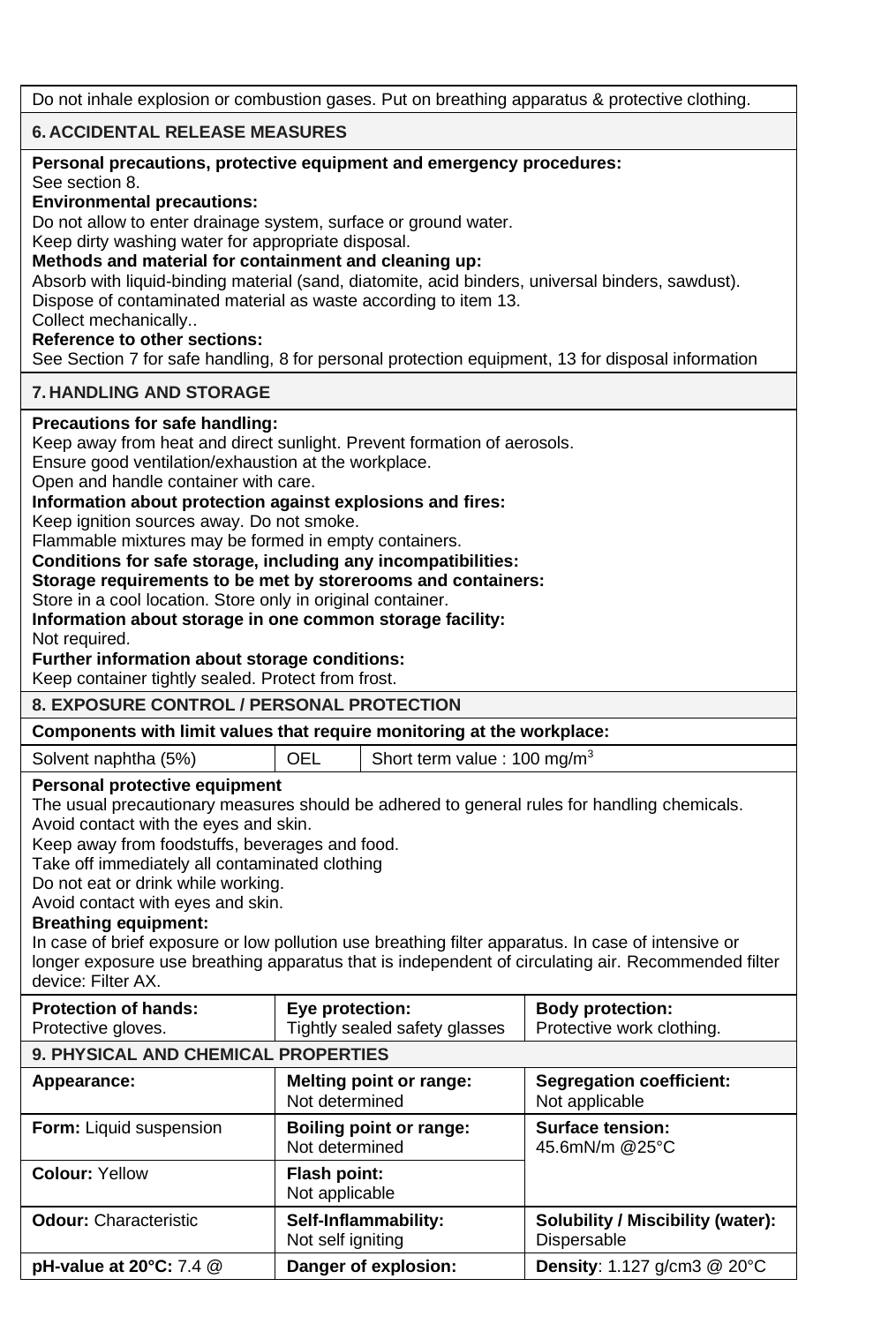Do not inhale explosion or combustion gases. Put on breathing apparatus & protective clothing.

## 6. ACCIDENTAL RELEASE MEASURES

**Personal precautions, protective equipment and emergency procedures:**
See section 8.

**Environmental precautions:**
Do not allow to enter drainage system, surface or ground water.
Keep dirty washing water for appropriate disposal.

**Methods and material for containment and cleaning up:**
Absorb with liquid-binding material (sand, diatomite, acid binders, universal binders, sawdust).
Dispose of contaminated material as waste according to item 13.
Collect mechanically..

**Reference to other sections:**
See Section 7 for safe handling, 8 for personal protection equipment, 13 for disposal information

## 7. HANDLING AND STORAGE

**Precautions for safe handling:**
Keep away from heat and direct sunlight. Prevent formation of aerosols.
Ensure good ventilation/exhaustion at the workplace.
Open and handle container with care.

**Information about protection against explosions and fires:**
Keep ignition sources away. Do not smoke.
Flammable mixtures may be formed in empty containers.

**Conditions for safe storage, including any incompatibilities:**

**Storage requirements to be met by storerooms and containers:**
Store in a cool location. Store only in original container.

**Information about storage in one common storage facility:**
Not required.

**Further information about storage conditions:**
Keep container tightly sealed. Protect from frost.

## 8. EXPOSURE CONTROL / PERSONAL PROTECTION

**Components with limit values that require monitoring at the workplace:**

| Solvent naphtha (5%) | OEL | Short term value : 100 mg/m$^3$ |
|---|---|---|

**Personal protective equipment**
The usual precautionary measures should be adhered to general rules for handling chemicals.
Avoid contact with the eyes and skin.
Keep away from foodstuffs, beverages and food.
Take off immediately all contaminated clothing
Do not eat or drink while working.
Avoid contact with eyes and skin.

**Breathing equipment:**
In case of brief exposure or low pollution use breathing filter apparatus. In case of intensive or longer exposure use breathing apparatus that is independent of circulating air. Recommended filter device: Filter AX.

| **Protection of hands:** Protective gloves. | **Eye protection:** Tightly sealed safety glasses | **Body protection:** Protective work clothing. |
|---|---|---|

## 9. PHYSICAL AND CHEMICAL PROPERTIES

| **Appearance:** | **Melting point or range:** Not determined | **Segregation coefficient:** Not applicable |
|---|---|---|
| **Form:** Liquid suspension | **Boiling point or range:** Not determined | **Surface tension:** 45.6mN/m @25°C |
| **Colour:** Yellow | **Flash point:** Not applicable | |
| **Odour:** Characteristic | **Self-Inflammability:** Not self igniting | **Solubility / Miscibility (water):** Dispersable |
| **pH-value at 20°C:** 7.4 @ | **Danger of explosion:** | **Density**: 1.127 g/cm3 @ 20°C |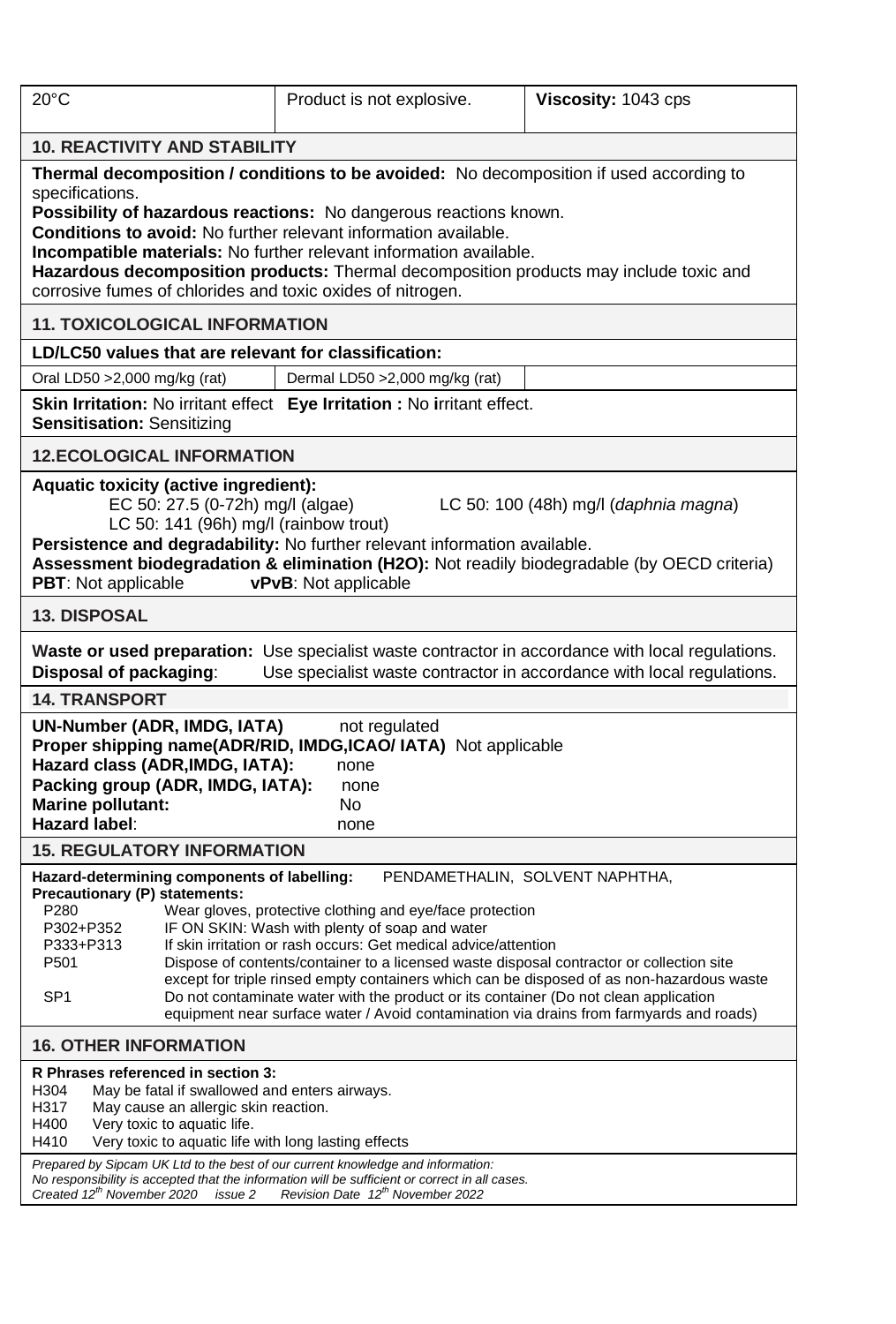| | | |
|---|---|---|
| 20°C | Product is not explosive. | **Viscosity:** 1043 cps |

## 10. REACTIVITY AND STABILITY

**Thermal decomposition / conditions to be avoided:** No decomposition if used according to specifications.
**Possibility of hazardous reactions:** No dangerous reactions known.
**Conditions to avoid:** No further relevant information available.
**Incompatible materials:** No further relevant information available.
**Hazardous decomposition products:** Thermal decomposition products may include toxic and corrosive fumes of chlorides and toxic oxides of nitrogen.

## 11. TOXICOLOGICAL INFORMATION

**LD/LC50 values that are relevant for classification:**

| | | |
|---|---|---|
| Oral LD50 >2,000 mg/kg (rat) | Dermal LD50 >2,000 mg/kg (rat) | |

**Skin Irritation:** No irritant effect **Eye Irritation :** No irritant effect.
**Sensitisation:** Sensitizing

## 12.ECOLOGICAL INFORMATION

**Aquatic toxicity (active ingredient):**
EC 50: 27.5 (0-72h) mg/l (algae) LC 50: 100 (48h) mg/l (*daphnia magna*)
LC 50: 141 (96h) mg/l (rainbow trout)
**Persistence and degradability:** No further relevant information available.
**Assessment biodegradation & elimination (H2O):** Not readily biodegradable (by OECD criteria)
**PBT**: Not applicable **vPvB**: Not applicable

## 13. DISPOSAL

**Waste or used preparation:** Use specialist waste contractor in accordance with local regulations.
**Disposal of packaging**: Use specialist waste contractor in accordance with local regulations.

## 14. TRANSPORT

**UN-Number (ADR, IMDG, IATA)** not regulated
**Proper shipping name(ADR/RID, IMDG,ICAO/ IATA)** Not applicable
**Hazard class (ADR,IMDG, IATA):** none
**Packing group (ADR, IMDG, IATA):** none
**Marine pollutant:** No
**Hazard label**: none

## 15. REGULATORY INFORMATION

**Hazard-determining components of labelling:** PENDAMETHALIN, SOLVENT NAPHTHA,
**Precautionary (P) statements:**

| | |
|---|---|
| P280 | Wear gloves, protective clothing and eye/face protection |
| P302+P352 | IF ON SKIN: Wash with plenty of soap and water |
| P333+P313 | If skin irritation or rash occurs: Get medical advice/attention |
| P501 | Dispose of contents/container to a licensed waste disposal contractor or collection site except for triple rinsed empty containers which can be disposed of as non-hazardous waste |
| SP1 | Do not contaminate water with the product or its container (Do not clean application equipment near surface water / Avoid contamination via drains from farmyards and roads) |

## 16. OTHER INFORMATION

**R Phrases referenced in section 3:**

| | |
|---|---|
| H304 | May be fatal if swallowed and enters airways. |
| H317 | May cause an allergic skin reaction. |
| H400 | Very toxic to aquatic life. |
| H410 | Very toxic to aquatic life with long lasting effects |

*Prepared by Sipcam UK Ltd to the best of our current knowledge and information:*
*No responsibility is accepted that the information will be sufficient or correct in all cases.*
*Created 12th November 2020 issue 2 Revision Date 12th November 2022*